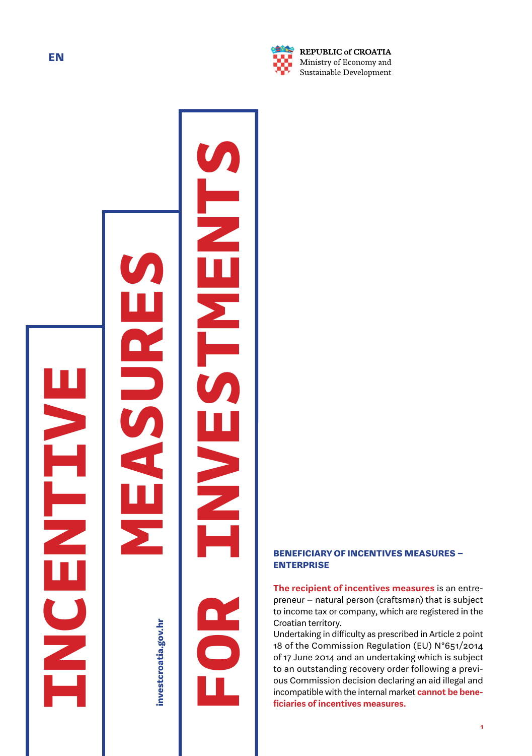EN

**REPUBLIC of CROATIA**
Ministry of Economy and Sustainable Development

# INCENTIVE MEASURES FOR INVESTMENTS

investcroatia.gov.hr

## BENEFICIARY OF INCENTIVES MEASURES – ENTERPRISE

**The recipient of incentives measures** is an entrepreneur – natural person (craftsman) that is subject to income tax or company, which are registered in the Croatian territory.

Undertaking in difficulty as prescribed in Article 2 point 18 of the Commission Regulation (EU) N°651/2014 of 17 June 2014 and an undertaking which is subject to an outstanding recovery order following a previous Commission decision declaring an aid illegal and incompatible with the internal market **cannot be beneficiaries of incentives measures.**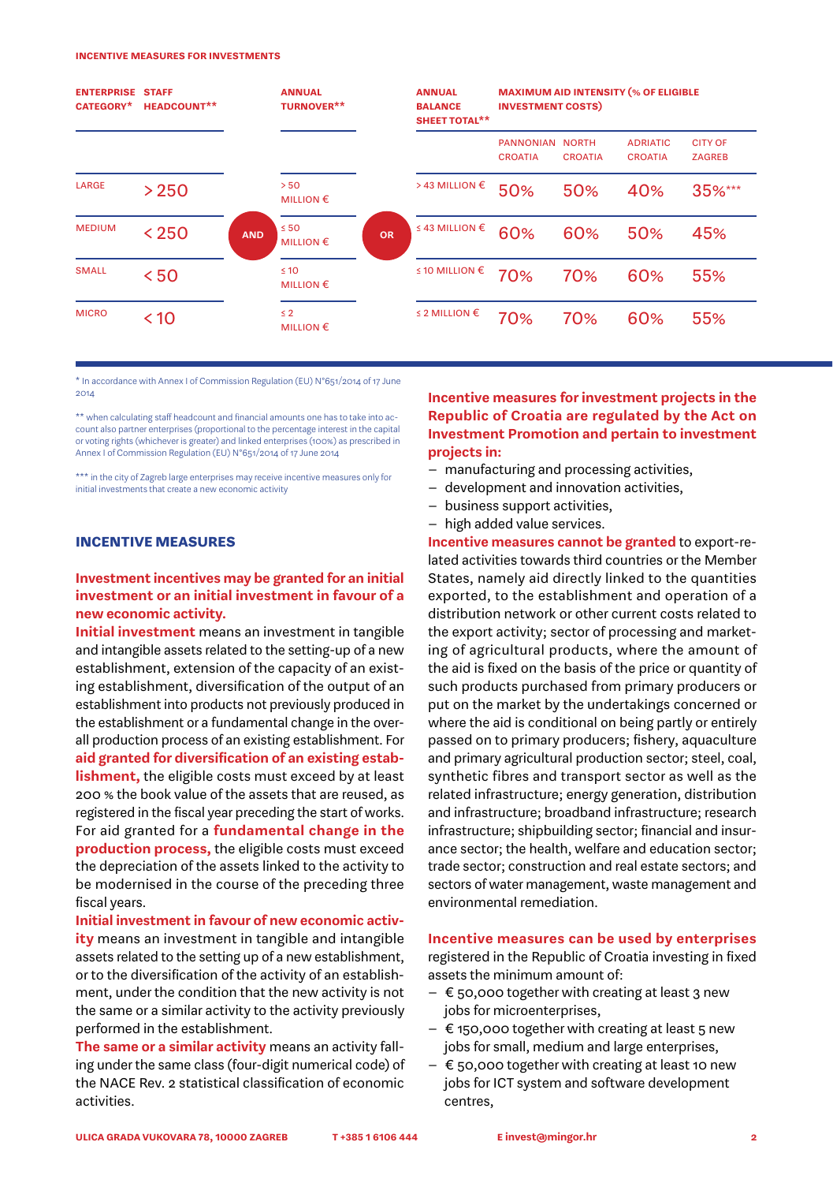INCENTIVE MEASURES FOR INVESTMENTS

| ENTERPRISE CATEGORY* | STAFF HEADCOUNT** | | ANNUAL TURNOVER** | | ANNUAL BALANCE SHEET TOTAL** | MAXIMUM AID INTENSITY (% OF ELIGIBLE INVESTMENT COSTS) | | | |
|---|---|---|---|---|---|---|---|---|---|
| | | | | | | PANNONIAN CROATIA | NORTH CROATIA | ADRIATIC CROATIA | CITY OF ZAGREB |
| LARGE | > 250 | AND | > 50 MILLION € | OR | > 43 MILLION € | 50% | 50% | 40% | 35%*** |
| MEDIUM | < 250 | AND | ≤ 50 MILLION € | OR | ≤ 43 MILLION € | 60% | 60% | 50% | 45% |
| SMALL | < 50 | AND | ≤ 10 MILLION € | OR | ≤ 10 MILLION € | 70% | 70% | 60% | 55% |
| MICRO | < 10 | AND | ≤ 2 MILLION € | OR | ≤ 2 MILLION € | 70% | 70% | 60% | 55% |

* In accordance with Annex I of Commission Regulation (EU) N°651/2014 of 17 June 2014

** when calculating staff headcount and financial amounts one has to take into account also partner enterprises (proportional to the percentage interest in the capital or voting rights (whichever is greater) and linked enterprises (100%) as prescribed in Annex I of Commission Regulation (EU) N°651/2014 of 17 June 2014

*** in the city of Zagreb large enterprises may receive incentive measures only for initial investments that create a new economic activity

## INCENTIVE MEASURES

**Investment incentives may be granted for an initial investment or an initial investment in favour of a new economic activity.**

**Initial investment** means an investment in tangible and intangible assets related to the setting-up of a new establishment, extension of the capacity of an existing establishment, diversification of the output of an establishment into products not previously produced in the establishment or a fundamental change in the overall production process of an existing establishment. For **aid granted for diversification of an existing establishment,** the eligible costs must exceed by at least 200 % the book value of the assets that are reused, as registered in the fiscal year preceding the start of works. For aid granted for a **fundamental change in the production process,** the eligible costs must exceed the depreciation of the assets linked to the activity to be modernised in the course of the preceding three fiscal years.

**Initial investment in favour of new economic activity** means an investment in tangible and intangible assets related to the setting up of a new establishment, or to the diversification of the activity of an establishment, under the condition that the new activity is not the same or a similar activity to the activity previously performed in the establishment.

**The same or a similar activity** means an activity falling under the same class (four-digit numerical code) of the NACE Rev. 2 statistical classification of economic activities.

**Incentive measures for investment projects in the Republic of Croatia are regulated by the Act on Investment Promotion and pertain to investment projects in:**

- manufacturing and processing activities,
- development and innovation activities,
- business support activities,
- high added value services.

**Incentive measures cannot be granted** to export-related activities towards third countries or the Member States, namely aid directly linked to the quantities exported, to the establishment and operation of a distribution network or other current costs related to the export activity; sector of processing and marketing of agricultural products, where the amount of the aid is fixed on the basis of the price or quantity of such products purchased from primary producers or put on the market by the undertakings concerned or where the aid is conditional on being partly or entirely passed on to primary producers; fishery, aquaculture and primary agricultural production sector; steel, coal, synthetic fibres and transport sector as well as the related infrastructure; energy generation, distribution and infrastructure; broadband infrastructure; research infrastructure; shipbuilding sector; financial and insurance sector; the health, welfare and education sector; trade sector; construction and real estate sectors; and sectors of water management, waste management and environmental remediation.

**Incentive measures can be used by enterprises** registered in the Republic of Croatia investing in fixed assets the minimum amount of:

- € 50,000 together with creating at least 3 new jobs for microenterprises,
- € 150,000 together with creating at least 5 new jobs for small, medium and large enterprises,
- € 50,000 together with creating at least 10 new jobs for ICT system and software development centres,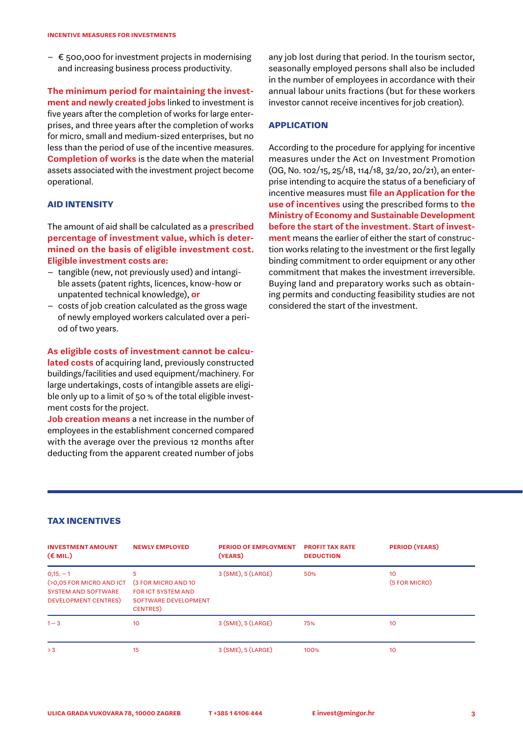– € 500,000 for investment projects in modernising and increasing business process productivity.

**The minimum period for maintaining the investment and newly created jobs** linked to investment is five years after the completion of works for large enterprises, and three years after the completion of works for micro, small and medium-sized enterprises, but no less than the period of use of the incentive measures. **Completion of works** is the date when the material assets associated with the investment project become operational.

### AID INTENSITY

The amount of aid shall be calculated as a **prescribed percentage of investment value, which is determined on the basis of eligible investment cost. Eligible investment costs are:**

- tangible (new, not previously used) and intangible assets (patent rights, licences, know-how or unpatented technical knowledge), **or**
- costs of job creation calculated as the gross wage of newly employed workers calculated over a period of two years.

**As eligible costs of investment cannot be calculated costs** of acquiring land, previously constructed buildings/facilities and used equipment/machinery. For large undertakings, costs of intangible assets are eligible only up to a limit of 50 % of the total eligible investment costs for the project.

**Job creation means** a net increase in the number of employees in the establishment concerned compared with the average over the previous 12 months after deducting from the apparent created number of jobs any job lost during that period. In the tourism sector, seasonally employed persons shall also be included in the number of employees in accordance with their annual labour units fractions (but for these workers investor cannot receive incentives for job creation).

### APPLICATION

According to the procedure for applying for incentive measures under the Act on Investment Promotion (OG, No. 102/15, 25/18, 114/18, 32/20, 20/21), an enterprise intending to acquire the status of a beneficiary of incentive measures must **file an Application for the use of incentives** using the prescribed forms to **the Ministry of Economy and Sustainable Development before the start of the investment. Start of investment** means the earlier of either the start of construction works relating to the investment or the first legally binding commitment to order equipment or any other commitment that makes the investment irreversible. Buying land and preparatory works such as obtaining permits and conducting feasibility studies are not considered the start of the investment.

## TAX INCENTIVES

| INVESTMENT AMOUNT (€ MIL.) | NEWLY EMPLOYED | PERIOD OF EMPLOYMENT (YEARS) | PROFIT TAX RATE DEDUCTION | PERIOD (YEARS) |
|---|---|---|---|---|
| 0,15. – 1 (>0,05 FOR MICRO AND ICT SYSTEM AND SOFTWARE DEVELOPMENT CENTRES) | 5 (3 FOR MICRO AND 10 FOR ICT SYSTEM AND SOFTWARE DEVELOPMENT CENTRES) | 3 (SME), 5 (LARGE) | 50% | 10 (5 FOR MICRO) |
| 1 – 3 | 10 | 3 (SME), 5 (LARGE) | 75% | 10 |
| > 3 | 15 | 3 (SME), 5 (LARGE) | 100% | 10 |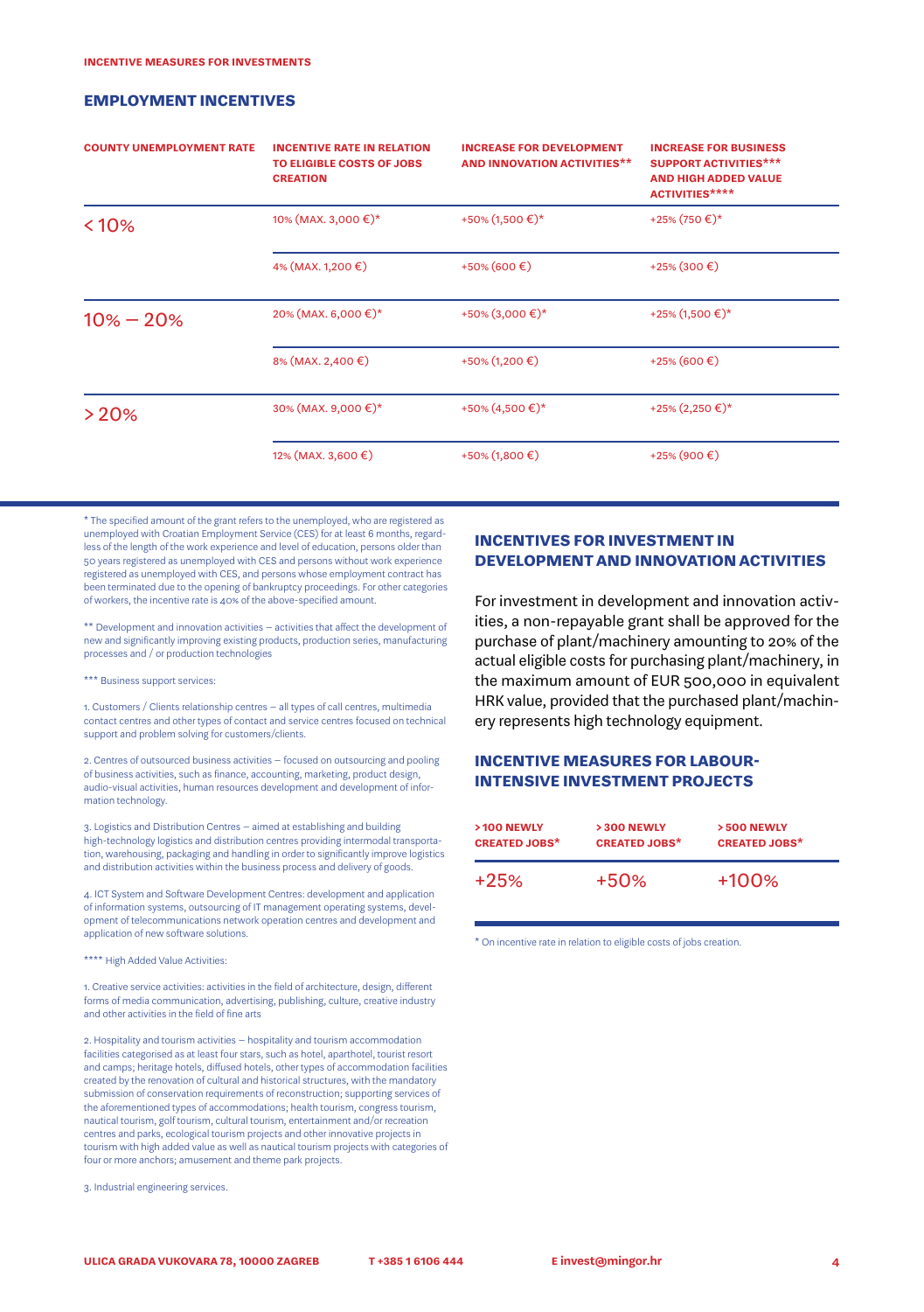INCENTIVE MEASURES FOR INVESTMENTS

## EMPLOYMENT INCENTIVES

| COUNTY UNEMPLOYMENT RATE | INCENTIVE RATE IN RELATION TO ELIGIBLE COSTS OF JOBS CREATION | INCREASE FOR DEVELOPMENT AND INNOVATION ACTIVITIES** | INCREASE FOR BUSINESS SUPPORT ACTIVITIES*** AND HIGH ADDED VALUE ACTIVITIES**** |
|---|---|---|---|
| < 10% | 10% (MAX. 3,000 €)* | +50% (1,500 €)* | +25% (750 €)* |
| | 4% (MAX. 1,200 €) | +50% (600 €) | +25% (300 €) |
| 10% – 20% | 20% (MAX. 6,000 €)* | +50% (3,000 €)* | +25% (1,500 €)* |
| | 8% (MAX. 2,400 €) | +50% (1,200 €) | +25% (600 €) |
| > 20% | 30% (MAX. 9,000 €)* | +50% (4,500 €)* | +25% (2,250 €)* |
| | 12% (MAX. 3,600 €) | +50% (1,800 €) | +25% (900 €) |

* The specified amount of the grant refers to the unemployed, who are registered as unemployed with Croatian Employment Service (CES) for at least 6 months, regardless of the length of the work experience and level of education, persons older than 50 years registered as unemployed with CES and persons without work experience registered as unemployed with CES, and persons whose employment contract has been terminated due to the opening of bankruptcy proceedings. For other categories of workers, the incentive rate is 40% of the above-specified amount.

** Development and innovation activities – activities that affect the development of new and significantly improving existing products, production series, manufacturing processes and / or production technologies

*** Business support services:

1. Customers / Clients relationship centres – all types of call centres, multimedia contact centres and other types of contact and service centres focused on technical support and problem solving for customers/clients.

2. Centres of outsourced business activities – focused on outsourcing and pooling of business activities, such as finance, accounting, marketing, product design, audio-visual activities, human resources development and development of information technology.

3. Logistics and Distribution Centres – aimed at establishing and building high-technology logistics and distribution centres providing intermodal transportation, warehousing, packaging and handling in order to significantly improve logistics and distribution activities within the business process and delivery of goods.

4. ICT System and Software Development Centres: development and application of information systems, outsourcing of IT management operating systems, development of telecommunications network operation centres and development and application of new software solutions.

**** High Added Value Activities:

1. Creative service activities: activities in the field of architecture, design, different forms of media communication, advertising, publishing, culture, creative industry and other activities in the field of fine arts

2. Hospitality and tourism activities – hospitality and tourism accommodation facilities categorised as at least four stars, such as hotel, aparthotel, tourist resort and camps; heritage hotels, diffused hotels, other types of accommodation facilities created by the renovation of cultural and historical structures, with the mandatory submission of conservation requirements of reconstruction; supporting services of the aforementioned types of accommodations; health tourism, congress tourism, nautical tourism, golf tourism, cultural tourism, entertainment and/or recreation centres and parks, ecological tourism projects and other innovative projects in tourism with high added value as well as nautical tourism projects with categories of four or more anchors; amusement and theme park projects.

3. Industrial engineering services.

## INCENTIVES FOR INVESTMENT IN DEVELOPMENT AND INNOVATION ACTIVITIES

For investment in development and innovation activities, a non-repayable grant shall be approved for the purchase of plant/machinery amounting to 20% of the actual eligible costs for purchasing plant/machinery, in the maximum amount of EUR 500,000 in equivalent HRK value, provided that the purchased plant/machinery represents high technology equipment.

## INCENTIVE MEASURES FOR LABOUR-INTENSIVE INVESTMENT PROJECTS

| > 100 NEWLY CREATED JOBS* | > 300 NEWLY CREATED JOBS* | > 500 NEWLY CREATED JOBS* |
|---|---|---|
| +25% | +50% | +100% |

* On incentive rate in relation to eligible costs of jobs creation.

ULICA GRADA VUKOVARA 78, 10000 ZAGREB T +385 1 6106 444 E invest@mingor.hr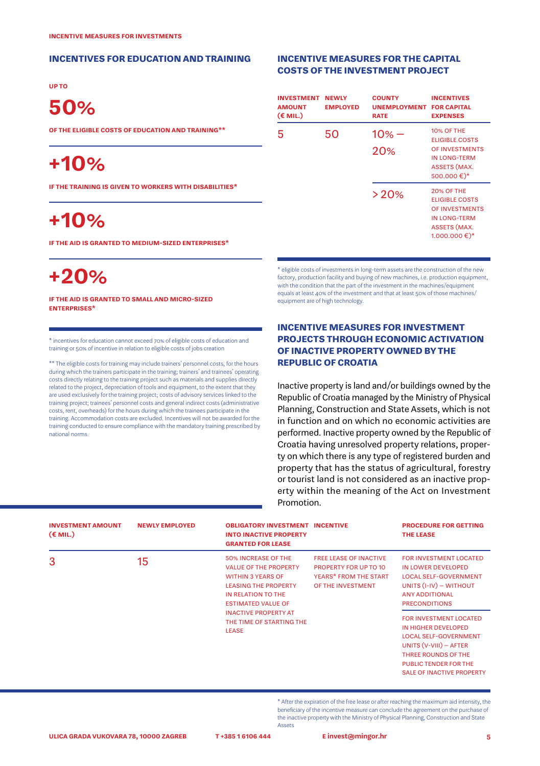## INCENTIVES FOR EDUCATION AND TRAINING

UP TO

**50%**

OF THE ELIGIBLE COSTS OF EDUCATION AND TRAINING**

**+10%**

IF THE TRAINING IS GIVEN TO WORKERS WITH DISABILITIES*

**+10%**

IF THE AID IS GRANTED TO MEDIUM-SIZED ENTERPRISES*

**+20%**

IF THE AID IS GRANTED TO SMALL AND MICRO-SIZED ENTERPRISES*

* incentives for education cannot exceed 70% of eligible costs of education and training or 50% of incentive in relation to eligible costs of jobs creation

** The eligible costs for training may include trainers' personnel costs, for the hours during which the trainers participate in the training; trainers' and trainees' operating costs directly relating to the training project such as materials and supplies directly related to the project, depreciation of tools and equipment, to the extent that they are used exclusively for the training project; costs of advisory services linked to the training project; trainees' personnel costs and general indirect costs (administrative costs, rent, overheads) for the hours during which the trainees participate in the training. Accommodation costs are excluded. Incentives will not be awarded for the training conducted to ensure compliance with the mandatory training prescribed by national norms.

## INCENTIVE MEASURES FOR THE CAPITAL COSTS OF THE INVESTMENT PROJECT

| INVESTMENT AMOUNT (€ MIL.) | NEWLY EMPLOYED | COUNTY UNEMPLOYMENT RATE | INCENTIVES FOR CAPITAL EXPENSES |
|---|---|---|---|
| 5 | 50 | 10% – 20% | 10% OF THE ELIGIBLE COSTS OF INVESTMENTS IN LONG-TERM ASSETS (MAX. 500.000 €)* |
| | | > 20% | 20% OF THE ELIGIBLE COSTS OF INVESTMENTS IN LONG-TERM ASSETS (MAX. 1.000.000 €)* |

* eligible costs of investments in long-term assets are the construction of the new factory, production facility and buying of new machines, i.e. production equipment, with the condition that the part of the investment in the machines/equipment equals at least 40% of the investment and that at least 50% of those machines/equipment are of high technology.

## INCENTIVE MEASURES FOR INVESTMENT PROJECTS THROUGH ECONOMIC ACTIVATION OF INACTIVE PROPERTY OWNED BY THE REPUBLIC OF CROATIA

Inactive property is land and/or buildings owned by the Republic of Croatia managed by the Ministry of Physical Planning, Construction and State Assets, which is not in function and on which no economic activities are performed. Inactive property owned by the Republic of Croatia having unresolved property relations, property on which there is any type of registered burden and property that has the status of agricultural, forestry or tourist land is not considered as an inactive property within the meaning of the Act on Investment Promotion.

| INVESTMENT AMOUNT (€ MIL.) | NEWLY EMPLOYED | OBLIGATORY INVESTMENT INTO INACTIVE PROPERTY GRANTED FOR LEASE | INCENTIVE | PROCEDURE FOR GETTING THE LEASE |
|---|---|---|---|---|
| 3 | 15 | 50% INCREASE OF THE VALUE OF THE PROPERTY WITHIN 3 YEARS OF LEASING THE PROPERTY IN RELATION TO THE ESTIMATED VALUE OF INACTIVE PROPERTY AT THE TIME OF STARTING THE LEASE | FREE LEASE OF INACTIVE PROPERTY FOR UP TO 10 YEARS* FROM THE START OF THE INVESTMENT | FOR INVESTMENT LOCATED IN LOWER DEVELOPED LOCAL SELF-GOVERNMENT UNITS (I-IV) – WITHOUT ANY ADDITIONAL PRECONDITIONS |
| | | | | FOR INVESTMENT LOCATED IN HIGHER DEVELOPED LOCAL SELF-GOVERNMENT UNITS (V-VIII) – AFTER THREE ROUNDS OF THE PUBLIC TENDER FOR THE SALE OF INACTIVE PROPERTY |

* After the expiration of the free lease or after reaching the maximum aid intensity, the beneficiary of the incentive measure can conclude the agreement on the purchase of the inactive property with the Ministry of Physical Planning, Construction and State Assets

ULICA GRADA VUKOVARA 78, 10000 ZAGREB  T +385 1 6106 444  E invest@mingor.hr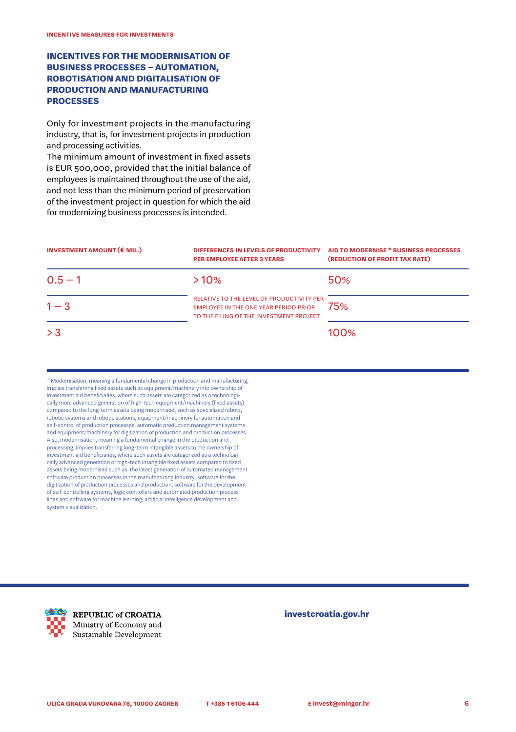## INCENTIVES FOR THE MODERNISATION OF BUSINESS PROCESSES – AUTOMATION, ROBOTISATION AND DIGITALISATION OF PRODUCTION AND MANUFACTURING PROCESSES

Only for investment projects in the manufacturing industry, that is, for investment projects in production and processing activities.
The minimum amount of investment in fixed assets is EUR 500,000, provided that the initial balance of employees is maintained throughout the use of the aid, and not less than the minimum period of preservation of the investment project in question for which the aid for modernizing business processes is intended.

| INVESTMENT AMOUNT (€ MIL.) | DIFFERENCES IN LEVELS OF PRODUCTIVITY PER EMPLOYEE AFTER 3 YEARS | AID TO MODERNISE * BUSINESS PROCESSES (REDUCTION OF PROFIT TAX RATE) |
|---|---|---|
| 0.5 – 1 | > 10% | 50% |
| 1 – 3 | RELATIVE TO THE LEVEL OF PRODUCTIVITY PER EMPLOYEE IN THE ONE YEAR PERIOD PRIOR TO THE FILING OF THE INVESTMENT PROJECT | 75% |
| > 3 | | 100% |

* Modernisation, meaning a fundamental change in production and manufacturing, implies transferring fixed assets such as equipment/machinery into ownership of investment aid beneficiaries, where such assets are categorized as a technologically more advanced generation of high-tech equipment/machinery (fixed assets) compared to the long-term assets being modernised, such as specialized robots, robotic systems and robotic stations, equipment/machinery for automation and self-control of production processes, automatic production management systems and equipment/machinery for digitization of production and production processes. Also, modernisation, meaning a fundamental change in the production and processing, implies transferring long-term intangible assets to the ownership of investment aid beneficiaries, where such assets are categorized as a technologically advanced generation of high-tech intangible fixed assets compared to fixed assets being modernised such as: the latest generation of automated management software production processes in the manufacturing industry, software for the digitization of production processes and production, software for the development of self-controlling systems, logic controllers and automated production process lines and software for machine learning, artificial intelligence development and system visualization.

REPUBLIC of CROATIA
Ministry of Economy and Sustainable Development

investcroatia.gov.hr

ULICA GRADA VUKOVARA 78, 10000 ZAGREB    T +385 1 6106 444    E invest@mingor.hr